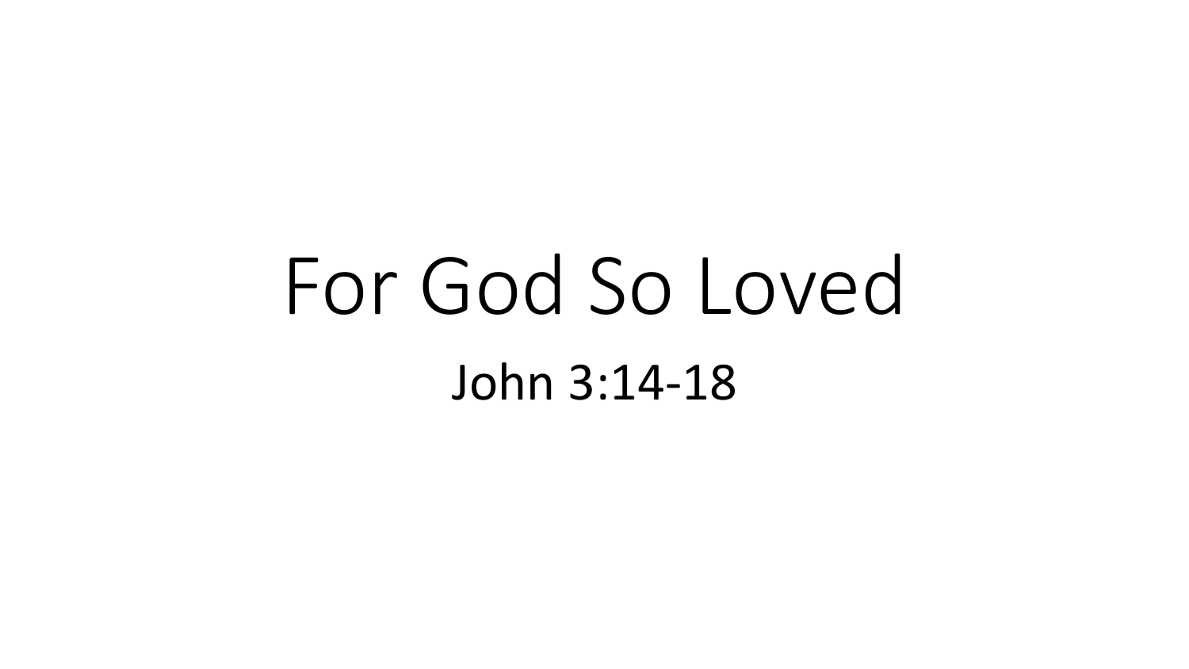# For God So Loved

John 3:14-18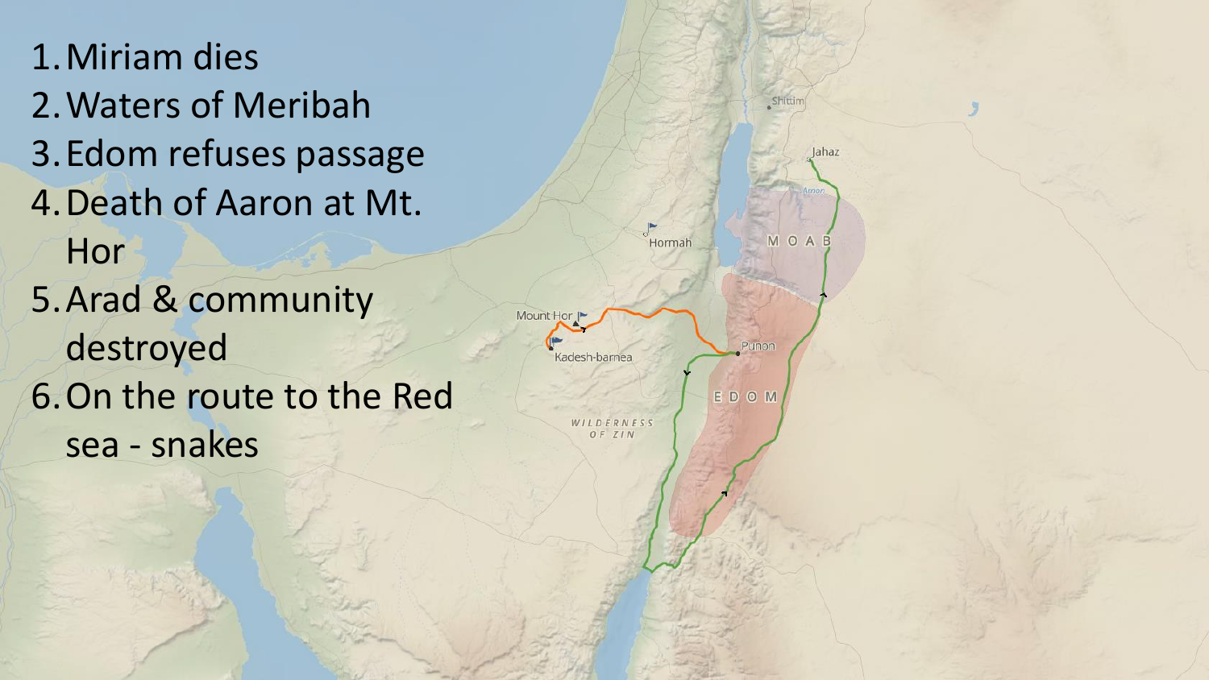1. Miriam dies
2. Waters of Meribah
3. Edom refuses passage
4. Death of Aaron at Mt. Hor
5. Arad & community destroyed
6. On the route to the Red sea - snakes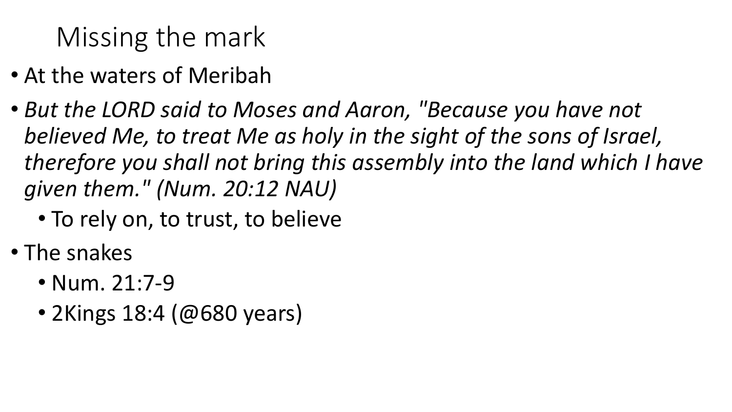# Missing the mark

- At the waters of Meribah
- *But the LORD said to Moses and Aaron, "Because you have not believed Me, to treat Me as holy in the sight of the sons of Israel, therefore you shall not bring this assembly into the land which I have given them." (Num. 20:12 NAU)*
  - To rely on, to trust, to believe
- The snakes
  - Num. 21:7-9
  - 2Kings 18:4 (@680 years)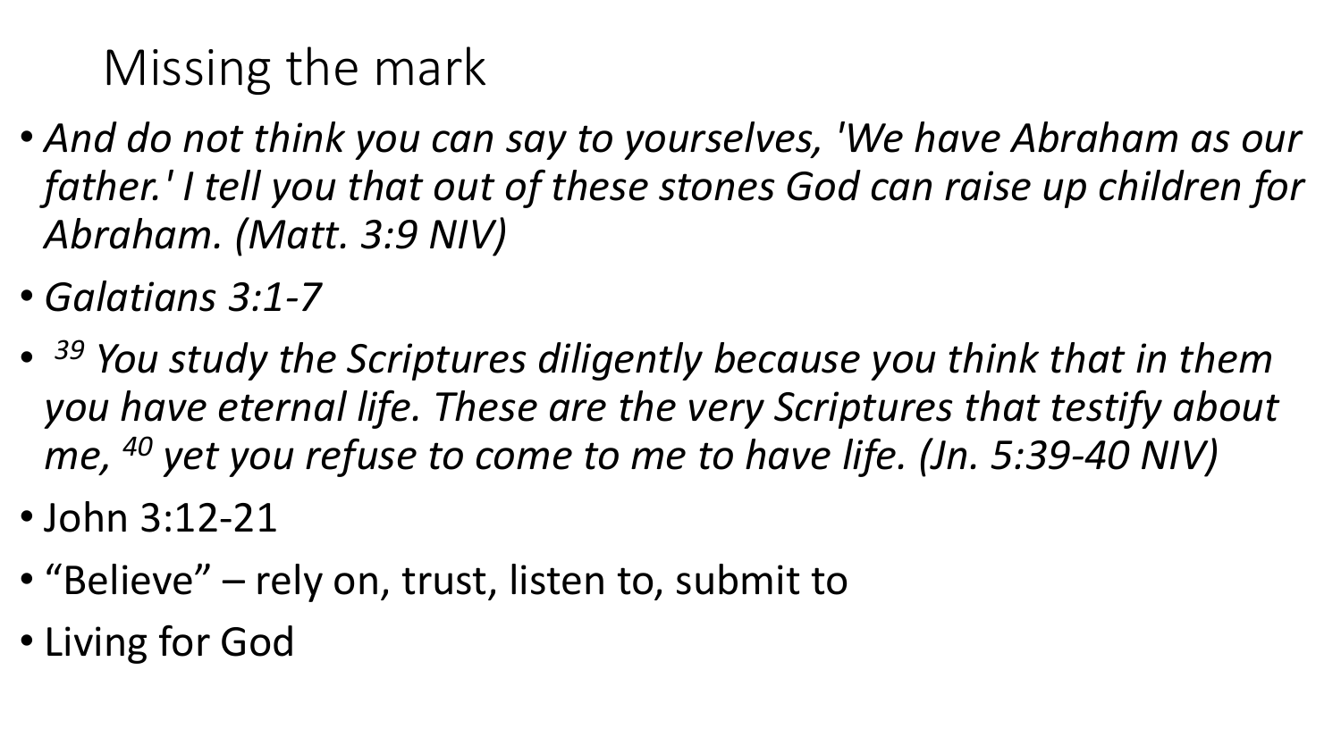# Missing the mark

- *And do not think you can say to yourselves, 'We have Abraham as our father.' I tell you that out of these stones God can raise up children for Abraham. (Matt. 3:9 NIV)*
- *Galatians 3:1-7*
- *[39] You study the Scriptures diligently because you think that in them you have eternal life. These are the very Scriptures that testify about me, [40] yet you refuse to come to me to have life. (Jn. 5:39-40 NIV)*
- John 3:12-21
- "Believe" – rely on, trust, listen to, submit to
- Living for God